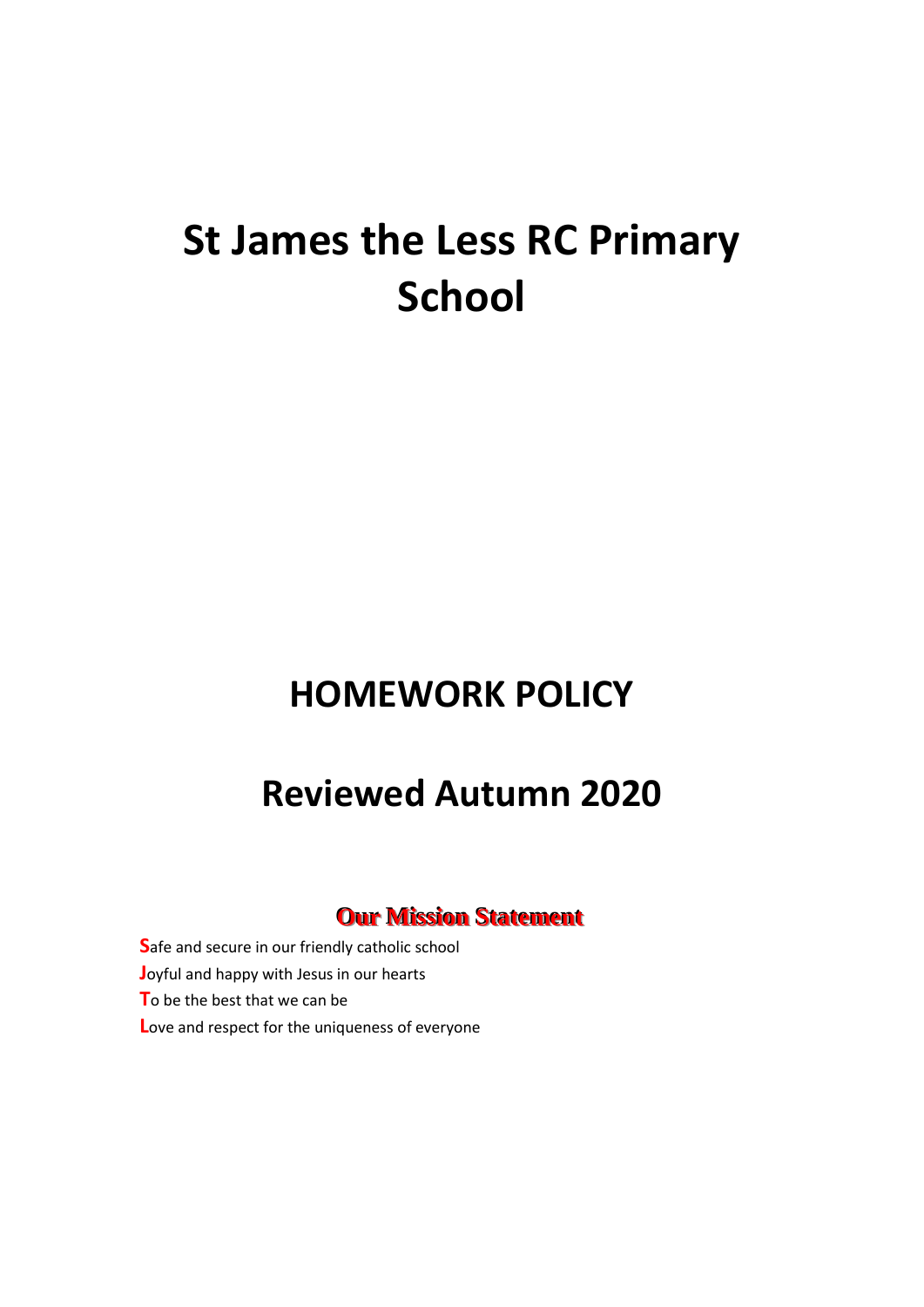# St James the Less RC Primary School

# HOMEWORK POLICY

# Reviewed Autumn 2020

## Our Mission Statement

**S**afe and secure in our friendly catholic school

**J**oyful and happy with Jesus in our hearts

**T**o be the best that we can be

**L**ove and respect for the uniqueness of everyone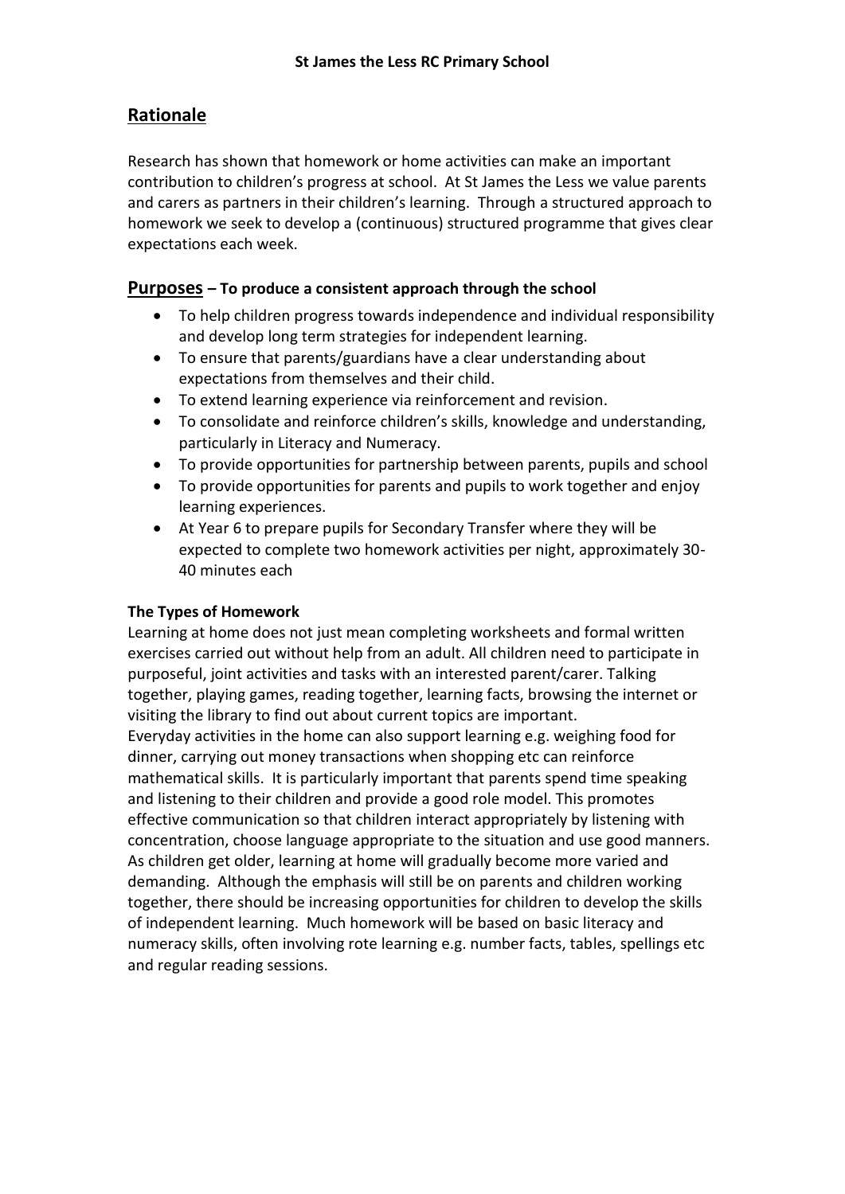St James the Less RC Primary School

## Rationale

Research has shown that homework or home activities can make an important contribution to children's progress at school. At St James the Less we value parents and carers as partners in their children's learning. Through a structured approach to homework we seek to develop a (continuous) structured programme that gives clear expectations each week.

## Purposes – To produce a consistent approach through the school

- To help children progress towards independence and individual responsibility and develop long term strategies for independent learning.
- To ensure that parents/guardians have a clear understanding about expectations from themselves and their child.
- To extend learning experience via reinforcement and revision.
- To consolidate and reinforce children's skills, knowledge and understanding, particularly in Literacy and Numeracy.
- To provide opportunities for partnership between parents, pupils and school
- To provide opportunities for parents and pupils to work together and enjoy learning experiences.
- At Year 6 to prepare pupils for Secondary Transfer where they will be expected to complete two homework activities per night, approximately 30-40 minutes each

### The Types of Homework

Learning at home does not just mean completing worksheets and formal written exercises carried out without help from an adult. All children need to participate in purposeful, joint activities and tasks with an interested parent/carer. Talking together, playing games, reading together, learning facts, browsing the internet or visiting the library to find out about current topics are important.
Everyday activities in the home can also support learning e.g. weighing food for dinner, carrying out money transactions when shopping etc can reinforce mathematical skills. It is particularly important that parents spend time speaking and listening to their children and provide a good role model. This promotes effective communication so that children interact appropriately by listening with concentration, choose language appropriate to the situation and use good manners. As children get older, learning at home will gradually become more varied and demanding. Although the emphasis will still be on parents and children working together, there should be increasing opportunities for children to develop the skills of independent learning. Much homework will be based on basic literacy and numeracy skills, often involving rote learning e.g. number facts, tables, spellings etc and regular reading sessions.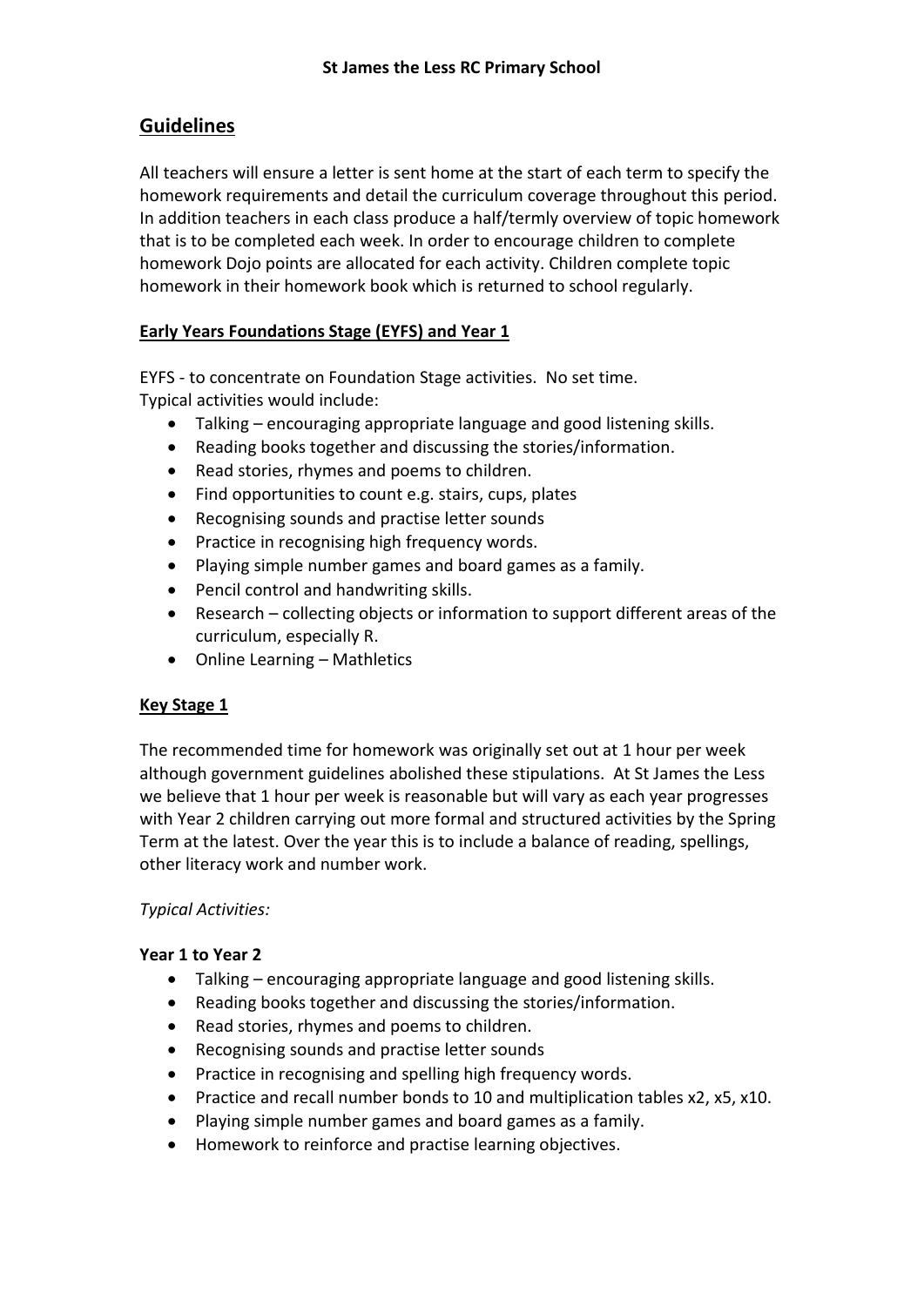**St James the Less RC Primary School**

## Guidelines

All teachers will ensure a letter is sent home at the start of each term to specify the homework requirements and detail the curriculum coverage throughout this period. In addition teachers in each class produce a half/termly overview of topic homework that is to be completed each week. In order to encourage children to complete homework Dojo points are allocated for each activity. Children complete topic homework in their homework book which is returned to school regularly.

### Early Years Foundations Stage (EYFS) and Year 1

EYFS - to concentrate on Foundation Stage activities. No set time.
Typical activities would include:

- Talking – encouraging appropriate language and good listening skills.
- Reading books together and discussing the stories/information.
- Read stories, rhymes and poems to children.
- Find opportunities to count e.g. stairs, cups, plates
- Recognising sounds and practise letter sounds
- Practice in recognising high frequency words.
- Playing simple number games and board games as a family.
- Pencil control and handwriting skills.
- Research – collecting objects or information to support different areas of the curriculum, especially R.
- Online Learning – Mathletics

### Key Stage 1

The recommended time for homework was originally set out at 1 hour per week although government guidelines abolished these stipulations. At St James the Less we believe that 1 hour per week is reasonable but will vary as each year progresses with Year 2 children carrying out more formal and structured activities by the Spring Term at the latest. Over the year this is to include a balance of reading, spellings, other literacy work and number work.

*Typical Activities:*

**Year 1 to Year 2**

- Talking – encouraging appropriate language and good listening skills.
- Reading books together and discussing the stories/information.
- Read stories, rhymes and poems to children.
- Recognising sounds and practise letter sounds
- Practice in recognising and spelling high frequency words.
- Practice and recall number bonds to 10 and multiplication tables x2, x5, x10.
- Playing simple number games and board games as a family.
- Homework to reinforce and practise learning objectives.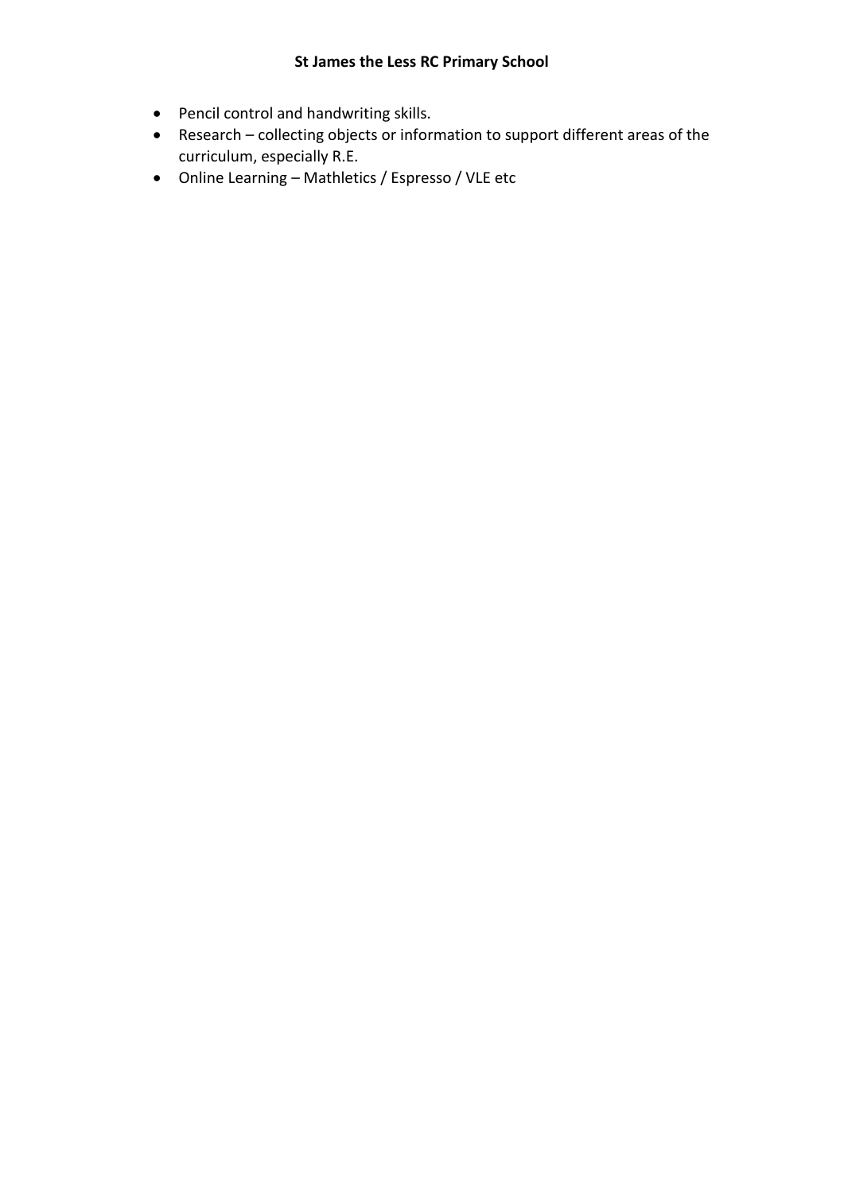- Pencil control and handwriting skills.
- Research – collecting objects or information to support different areas of the curriculum, especially R.E.
- Online Learning – Mathletics / Espresso / VLE etc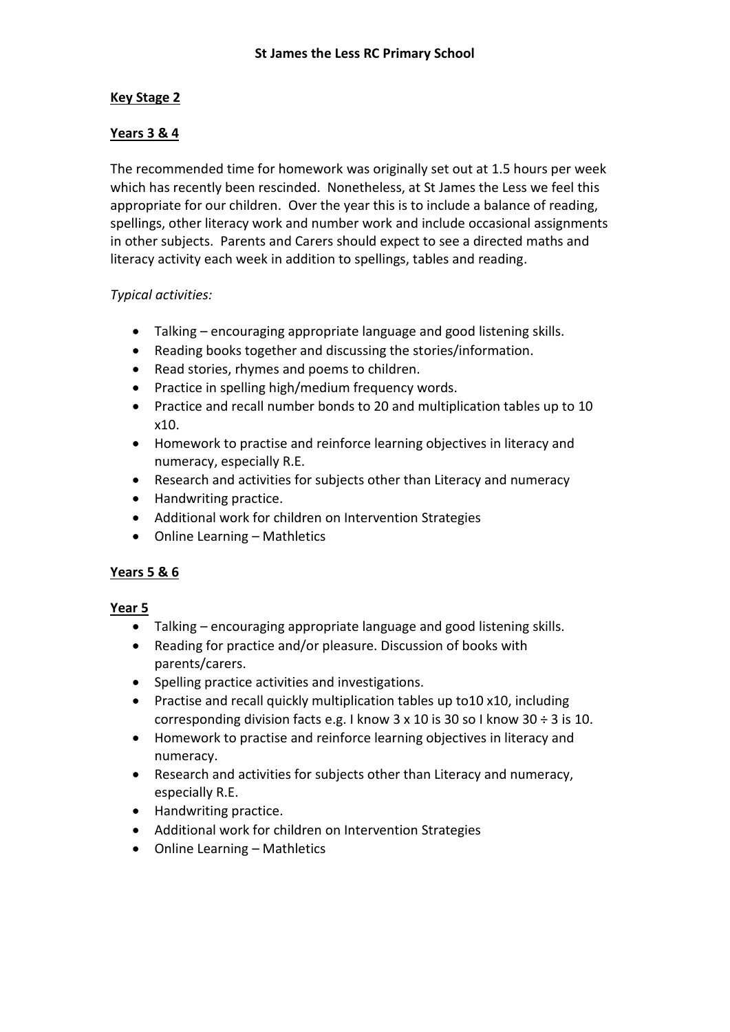**St James the Less RC Primary School**

## Key Stage 2

### Years 3 & 4

The recommended time for homework was originally set out at 1.5 hours per week which has recently been rescinded. Nonetheless, at St James the Less we feel this appropriate for our children. Over the year this is to include a balance of reading, spellings, other literacy work and number work and include occasional assignments in other subjects. Parents and Carers should expect to see a directed maths and literacy activity each week in addition to spellings, tables and reading.

*Typical activities:*

- Talking – encouraging appropriate language and good listening skills.
- Reading books together and discussing the stories/information.
- Read stories, rhymes and poems to children.
- Practice in spelling high/medium frequency words.
- Practice and recall number bonds to 20 and multiplication tables up to 10 x10.
- Homework to practise and reinforce learning objectives in literacy and numeracy, especially R.E.
- Research and activities for subjects other than Literacy and numeracy
- Handwriting practice.
- Additional work for children on Intervention Strategies
- Online Learning – Mathletics

### Years 5 & 6

#### Year 5

- Talking – encouraging appropriate language and good listening skills.
- Reading for practice and/or pleasure. Discussion of books with parents/carers.
- Spelling practice activities and investigations.
- Practise and recall quickly multiplication tables up to10 x10, including corresponding division facts e.g. I know 3 x 10 is 30 so I know 30 ÷ 3 is 10.
- Homework to practise and reinforce learning objectives in literacy and numeracy.
- Research and activities for subjects other than Literacy and numeracy, especially R.E.
- Handwriting practice.
- Additional work for children on Intervention Strategies
- Online Learning – Mathletics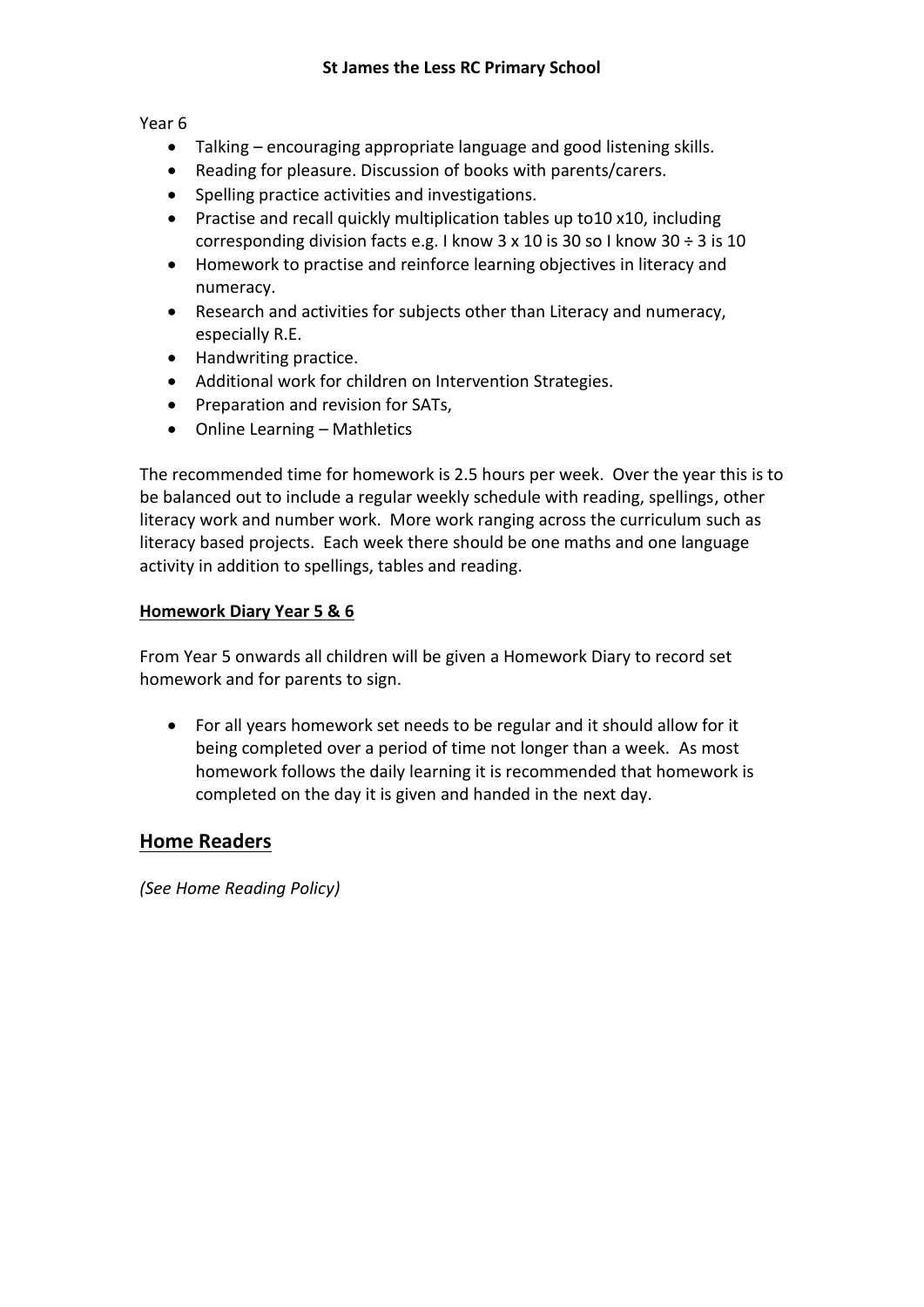Year 6

- Talking – encouraging appropriate language and good listening skills.
- Reading for pleasure. Discussion of books with parents/carers.
- Spelling practice activities and investigations.
- Practise and recall quickly multiplication tables up to10 x10, including corresponding division facts e.g. I know 3 x 10 is 30 so I know 30 ÷ 3 is 10
- Homework to practise and reinforce learning objectives in literacy and numeracy.
- Research and activities for subjects other than Literacy and numeracy, especially R.E.
- Handwriting practice.
- Additional work for children on Intervention Strategies.
- Preparation and revision for SATs,
- Online Learning – Mathletics

The recommended time for homework is 2.5 hours per week. Over the year this is to be balanced out to include a regular weekly schedule with reading, spellings, other literacy work and number work. More work ranging across the curriculum such as literacy based projects. Each week there should be one maths and one language activity in addition to spellings, tables and reading.

**Homework Diary Year 5 & 6**

From Year 5 onwards all children will be given a Homework Diary to record set homework and for parents to sign.

- For all years homework set needs to be regular and it should allow for it being completed over a period of time not longer than a week. As most homework follows the daily learning it is recommended that homework is completed on the day it is given and handed in the next day.

## Home Readers

*(See Home Reading Policy)*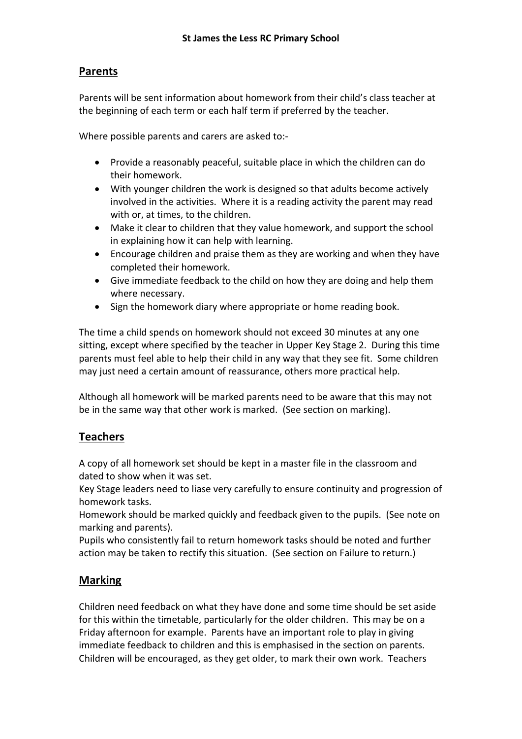## Parents

Parents will be sent information about homework from their child's class teacher at the beginning of each term or each half term if preferred by the teacher.

Where possible parents and carers are asked to:-

- Provide a reasonably peaceful, suitable place in which the children can do their homework.
- With younger children the work is designed so that adults become actively involved in the activities. Where it is a reading activity the parent may read with or, at times, to the children.
- Make it clear to children that they value homework, and support the school in explaining how it can help with learning.
- Encourage children and praise them as they are working and when they have completed their homework.
- Give immediate feedback to the child on how they are doing and help them where necessary.
- Sign the homework diary where appropriate or home reading book.

The time a child spends on homework should not exceed 30 minutes at any one sitting, except where specified by the teacher in Upper Key Stage 2. During this time parents must feel able to help their child in any way that they see fit. Some children may just need a certain amount of reassurance, others more practical help.

Although all homework will be marked parents need to be aware that this may not be in the same way that other work is marked. (See section on marking).

## Teachers

A copy of all homework set should be kept in a master file in the classroom and dated to show when it was set.

Key Stage leaders need to liase very carefully to ensure continuity and progression of homework tasks.

Homework should be marked quickly and feedback given to the pupils. (See note on marking and parents).

Pupils who consistently fail to return homework tasks should be noted and further action may be taken to rectify this situation. (See section on Failure to return.)

## Marking

Children need feedback on what they have done and some time should be set aside for this within the timetable, particularly for the older children. This may be on a Friday afternoon for example. Parents have an important role to play in giving immediate feedback to children and this is emphasised in the section on parents. Children will be encouraged, as they get older, to mark their own work. Teachers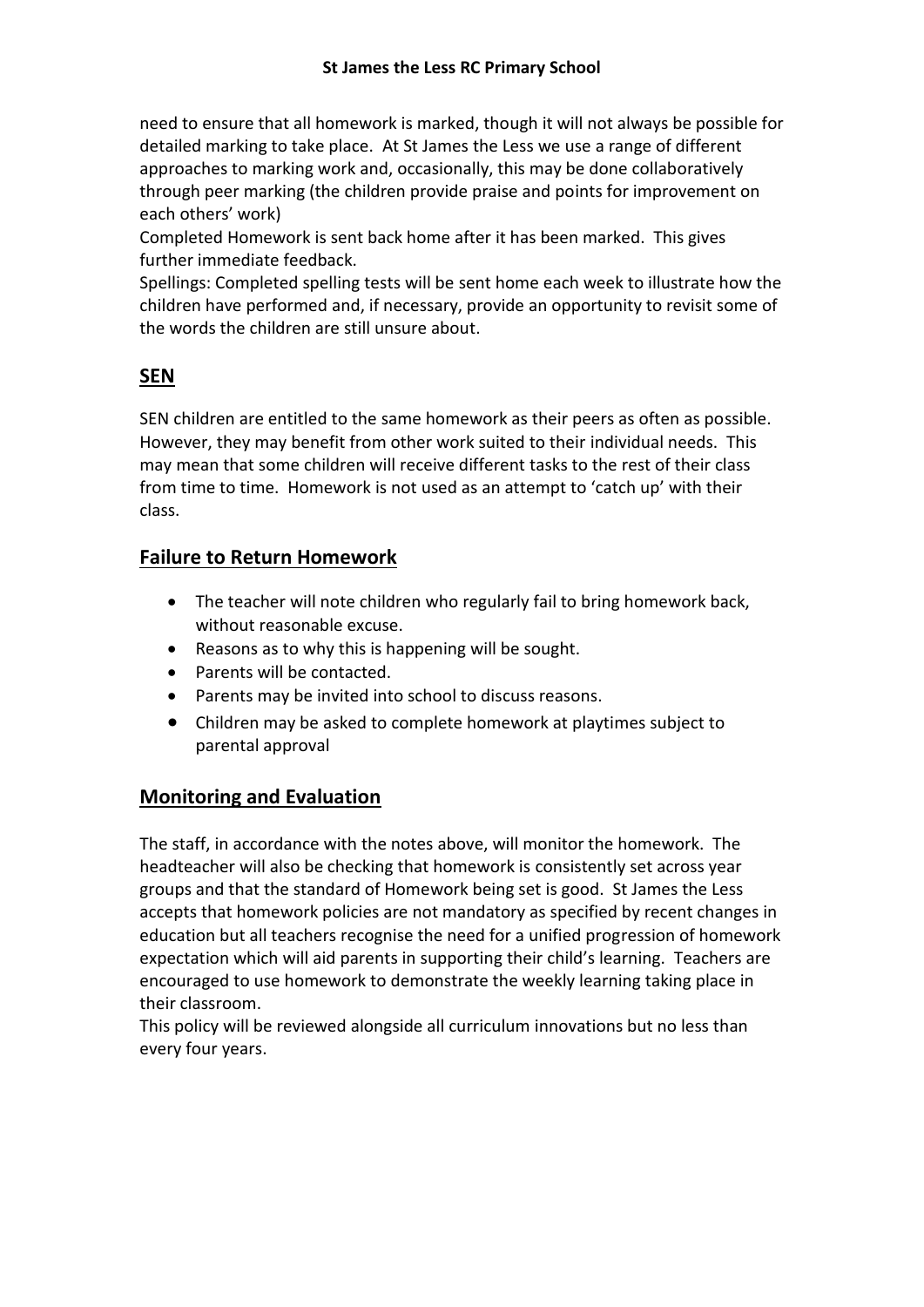need to ensure that all homework is marked, though it will not always be possible for detailed marking to take place. At St James the Less we use a range of different approaches to marking work and, occasionally, this may be done collaboratively through peer marking (the children provide praise and points for improvement on each others' work)

Completed Homework is sent back home after it has been marked. This gives further immediate feedback.

Spellings: Completed spelling tests will be sent home each week to illustrate how the children have performed and, if necessary, provide an opportunity to revisit some of the words the children are still unsure about.

## SEN

SEN children are entitled to the same homework as their peers as often as possible. However, they may benefit from other work suited to their individual needs. This may mean that some children will receive different tasks to the rest of their class from time to time. Homework is not used as an attempt to 'catch up' with their class.

## Failure to Return Homework

- The teacher will note children who regularly fail to bring homework back, without reasonable excuse.
- Reasons as to why this is happening will be sought.
- Parents will be contacted.
- Parents may be invited into school to discuss reasons.
- Children may be asked to complete homework at playtimes subject to parental approval

## Monitoring and Evaluation

The staff, in accordance with the notes above, will monitor the homework. The headteacher will also be checking that homework is consistently set across year groups and that the standard of Homework being set is good. St James the Less accepts that homework policies are not mandatory as specified by recent changes in education but all teachers recognise the need for a unified progression of homework expectation which will aid parents in supporting their child's learning. Teachers are encouraged to use homework to demonstrate the weekly learning taking place in their classroom.

This policy will be reviewed alongside all curriculum innovations but no less than every four years.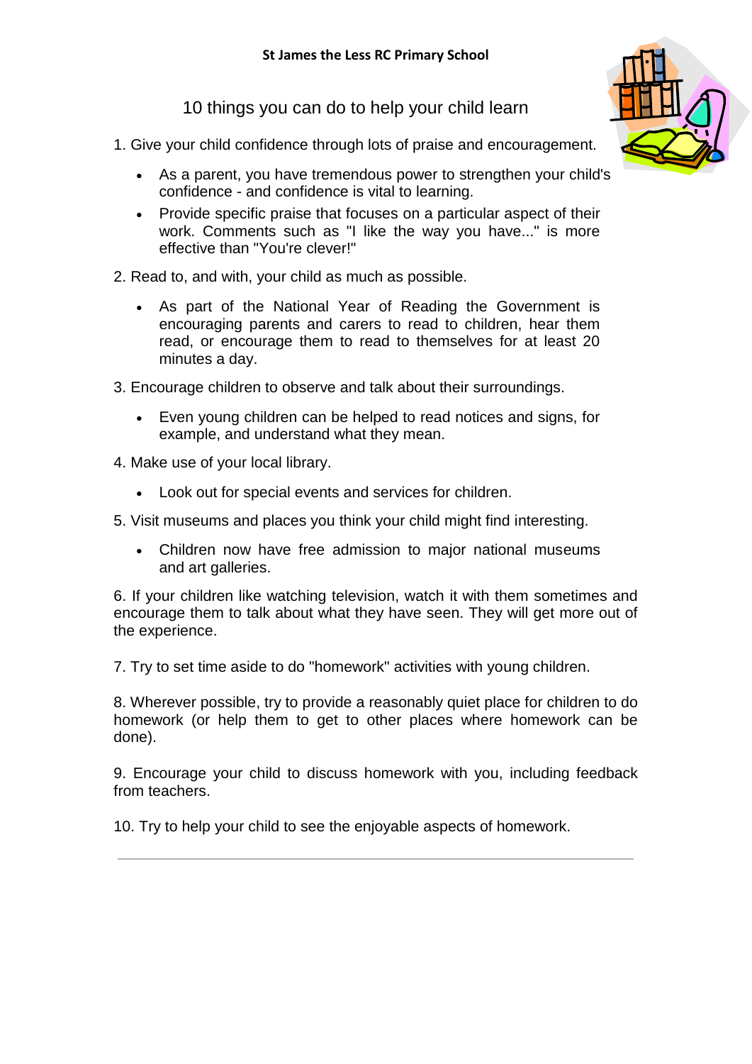**St James the Less RC Primary School**

# 10 things you can do to help your child learn

1. Give your child confidence through lots of praise and encouragement.

   - As a parent, you have tremendous power to strengthen your child's confidence - and confidence is vital to learning.
   - Provide specific praise that focuses on a particular aspect of their work. Comments such as "I like the way you have..." is more effective than "You're clever!"

2. Read to, and with, your child as much as possible.

   - As part of the National Year of Reading the Government is encouraging parents and carers to read to children, hear them read, or encourage them to read to themselves for at least 20 minutes a day.

3. Encourage children to observe and talk about their surroundings.

   - Even young children can be helped to read notices and signs, for example, and understand what they mean.

4. Make use of your local library.

   - Look out for special events and services for children.

5. Visit museums and places you think your child might find interesting.

   - Children now have free admission to major national museums and art galleries.

6. If your children like watching television, watch it with them sometimes and encourage them to talk about what they have seen. They will get more out of the experience.

7. Try to set time aside to do "homework" activities with young children.

8. Wherever possible, try to provide a reasonably quiet place for children to do homework (or help them to get to other places where homework can be done).

9. Encourage your child to discuss homework with you, including feedback from teachers.

10. Try to help your child to see the enjoyable aspects of homework.

---